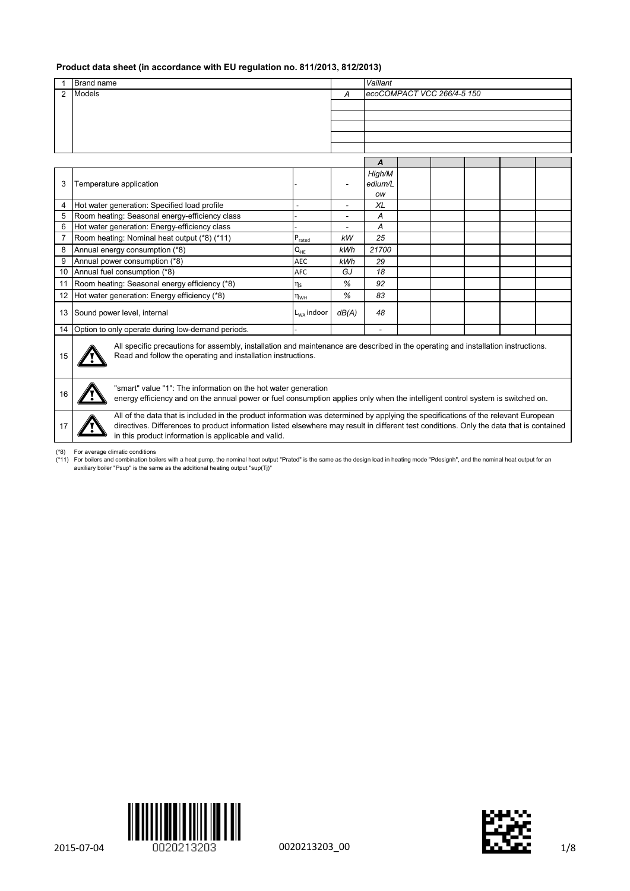**Product data sheet (in accordance with EU regulation no. 811/2013, 812/2013)**

| 1 | Brand name | | *Vaillant* |
|---|---|---|---|
| 2 | Models | *A* | *ecoCOMPACT VCC 266/4-5 150* |
| | | | |
| | | | |
| | | | |
| | | | |
| | | | |

| | | | | ***A*** | | | | | |
|---|---|---|---|---|---|---|---|---|---|
| 3 | Temperature application | - | - | *High/Medium/Low* | | | | | |
| 4 | Hot water generation: Specified load profile | - | - | *XL* | | | | | |
| 5 | Room heating: Seasonal energy-efficiency class | - | - | *A* | | | | | |
| 6 | Hot water generation: Energy-efficiency class | - | - | *A* | | | | | |
| 7 | Room heating: Nominal heat output (*8) (*11) | $P_{rated}$ | *kW* | *25* | | | | | |
| 8 | Annual energy consumption (*8) | $Q_{HE}$ | *kWh* | *21700* | | | | | |
| 9 | Annual power consumption (*8) | AEC | *kWh* | *29* | | | | | |
| 10 | Annual fuel consumption (*8) | AFC | *GJ* | *18* | | | | | |
| 11 | Room heating: Seasonal energy efficiency (*8) | $\eta_S$ | *%* | *92* | | | | | |
| 12 | Hot water generation: Energy efficiency (*8) | $\eta_{WH}$ | *%* | *83* | | | | | |
| 13 | Sound power level, internal | $L_{WA}$ indoor | *dB(A)* | *48* | | | | | |
| 14 | Option to only operate during low-demand periods. | - | | - | | | | | |
| 15 | ⚠ All specific precautions for assembly, installation and maintenance are described in the operating and installation instructions. Read and follow the operating and installation instructions. | | | | | | | | |
| 16 | ⚠ "smart" value "1": The information on the hot water generation energy efficiency and on the annual power or fuel consumption applies only when the intelligent control system is switched on. | | | | | | | | |
| 17 | ⚠ All of the data that is included in the product information was determined by applying the specifications of the relevant European directives. Differences to product information listed elsewhere may result in different test conditions. Only the data that is contained in this product information is applicable and valid. | | | | | | | | |

(*8) For average climatic conditions
(*11) For boilers and combination boilers with a heat pump, the nominal heat output "Prated" is the same as the design load in heating mode "Pdesignh", and the nominal heat output for an auxiliary boiler "Psup" is the same as the additional heating output "sup(Tj)"

2015-07-04 0020213203 0020213203_00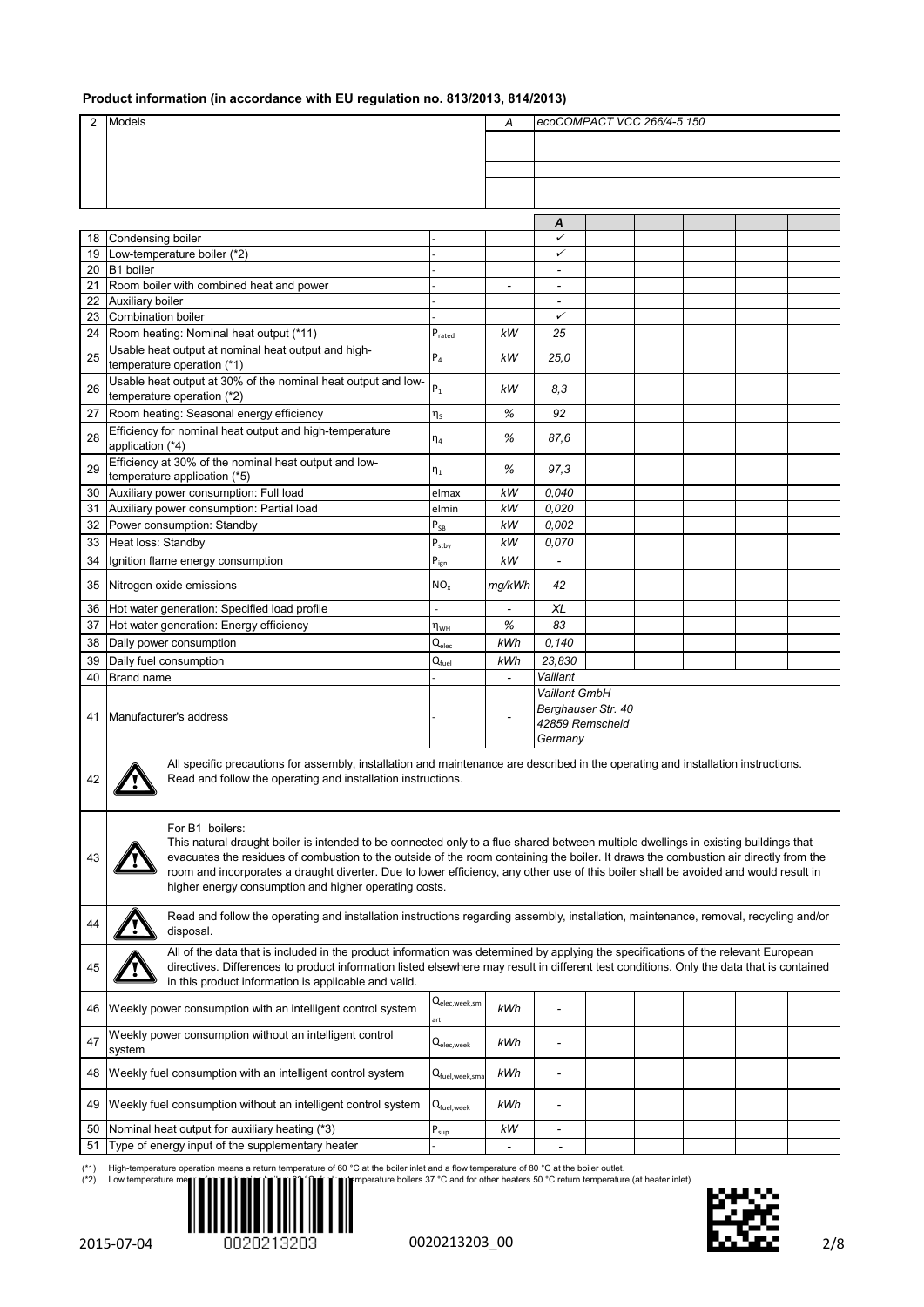## Product information (in accordance with EU regulation no. 813/2013, 814/2013)

| 2 | Models | A | ecoCOMPACT VCC 266/4-5 150 |
|---|---|---|---|
| | | | |
| | | | |
| | | | |
| | | | |
| | | | |

| | | | | A | | | | | |
|---|---|---|---|---|---|---|---|---|---|
| 18 | Condensing boiler | - | | ✓ | | | | | |
| 19 | Low-temperature boiler (*2) | - | | ✓ | | | | | |
| 20 | B1 boiler | - | | - | | | | | |
| 21 | Room boiler with combined heat and power | - | - | - | | | | | |
| 22 | Auxiliary boiler | - | | - | | | | | |
| 23 | Combination boiler | - | | ✓ | | | | | |
| 24 | Room heating: Nominal heat output (*11) | $P_{rated}$ | kW | 25 | | | | | |
| 25 | Usable heat output at nominal heat output and high-temperature operation (*1) | $P_4$ | kW | 25,0 | | | | | |
| 26 | Usable heat output at 30% of the nominal heat output and low-temperature operation (*2) | $P_1$ | kW | 8,3 | | | | | |
| 27 | Room heating: Seasonal energy efficiency | $\eta_S$ | % | 92 | | | | | |
| 28 | Efficiency for nominal heat output and high-temperature application (*4) | $\eta_4$ | % | 87,6 | | | | | |
| 29 | Efficiency at 30% of the nominal heat output and low-temperature application (*5) | $\eta_1$ | % | 97,3 | | | | | |
| 30 | Auxiliary power consumption: Full load | elmax | kW | 0,040 | | | | | |
| 31 | Auxiliary power consumption: Partial load | elmin | kW | 0,020 | | | | | |
| 32 | Power consumption: Standby | $P_{SB}$ | kW | 0,002 | | | | | |
| 33 | Heat loss: Standby | $P_{stby}$ | kW | 0,070 | | | | | |
| 34 | Ignition flame energy consumption | $P_{ign}$ | kW | - | | | | | |
| 35 | Nitrogen oxide emissions | $NO_x$ | mg/kWh | 42 | | | | | |
| 36 | Hot water generation: Specified load profile | - | - | XL | | | | | |
| 37 | Hot water generation: Energy efficiency | $\eta_{WH}$ | % | 83 | | | | | |
| 38 | Daily power consumption | $Q_{elec}$ | kWh | 0,140 | | | | | |
| 39 | Daily fuel consumption | $Q_{fuel}$ | kWh | 23,830 | | | | | |
| 40 | Brand name | - | - | Vaillant | | | | | |
| 41 | Manufacturer's address | - | - | Vaillant GmbH<br>Berghauser Str. 40<br>42859 Remscheid<br>Germany | | | | | |
| 42 | All specific precautions for assembly, installation and maintenance are described in the operating and installation instructions. Read and follow the operating and installation instructions. | | | | | | | | |
| 43 | For B1 boilers:<br>This natural draught boiler is intended to be connected only to a flue shared between multiple dwellings in existing buildings that evacuates the residues of combustion to the outside of the room containing the boiler. It draws the combustion air directly from the room and incorporates a draught diverter. Due to lower efficiency, any other use of this boiler shall be avoided and would result in higher energy consumption and higher operating costs. | | | | | | | | |
| 44 | Read and follow the operating and installation instructions regarding assembly, installation, maintenance, removal, recycling and/or disposal. | | | | | | | | |
| 45 | All of the data that is included in the product information was determined by applying the specifications of the relevant European directives. Differences to product information listed elsewhere may result in different test conditions. Only the data that is contained in this product information is applicable and valid. | | | | | | | | |
| 46 | Weekly power consumption with an intelligent control system | $Q_{elec,week,smart}$ | kWh | - | | | | | |
| 47 | Weekly power consumption without an intelligent control system | $Q_{elec,week}$ | kWh | - | | | | | |
| 48 | Weekly fuel consumption with an intelligent control system | $Q_{fuel,week,smart}$ | kWh | - | | | | | |
| 49 | Weekly fuel consumption without an intelligent control system | $Q_{fuel,week}$ | kWh | - | | | | | |
| 50 | Nominal heat output for auxiliary heating (*3) | $P_{sup}$ | kW | - | | | | | |
| 51 | Type of energy input of the supplementary heater | | - | - | | | | | |

(*1) High-temperature operation means a return temperature of 60 °C at the boiler inlet and a flow temperature of 80 °C at the boiler outlet.
(*2) Low temperature me... emperature boilers 37 °C and for other heaters 50 °C return temperature (at heater inlet).

2015-07-04 0020213203 0020213203_00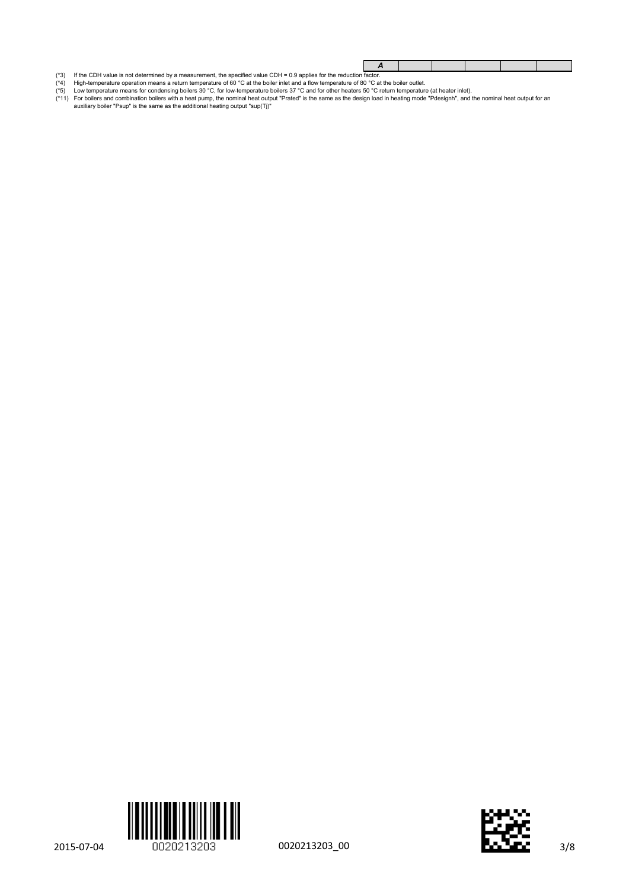| *A* | | | | | |
|---|---|---|---|---|---|

(*3) If the CDH value is not determined by a measurement, the specified value CDH = 0.9 applies for the reduction factor.
(*4) High-temperature operation means a return temperature of 60 °C at the boiler inlet and a flow temperature of 80 °C at the boiler outlet.
(*5) Low temperature means for condensing boilers 30 °C, for low-temperature boilers 37 °C and for other heaters 50 °C return temperature (at heater inlet).
(*11) For boilers and combination boilers with a heat pump, the nominal heat output "Prated" is the same as the design load in heating mode "Pdesignh", and the nominal heat output for an auxiliary boiler "Psup" is the same as the additional heating output "sup(Tj)"

2015-07-04 0020213203 0020213203_00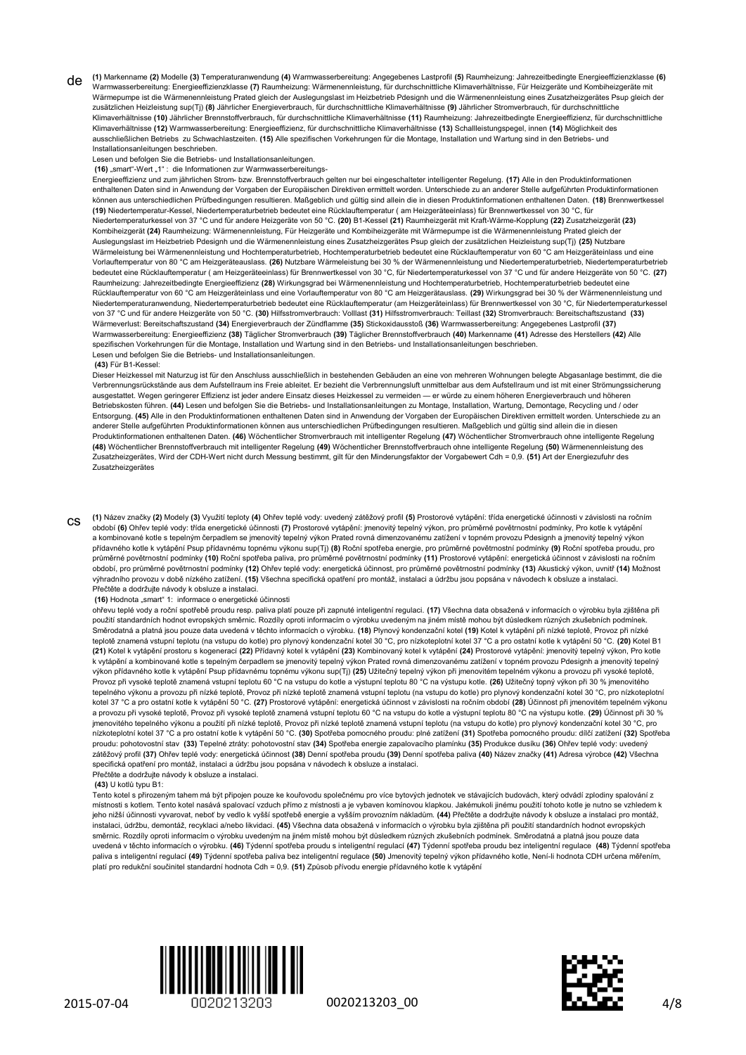**de**

**(1)** Markenname **(2)** Modelle **(3)** Temperaturanwendung **(4)** Warmwasserbereitung: Angegebenes Lastprofil **(5)** Raumheizung: Jahrezeitbedingte Energieeffizienzklasse **(6)** Warmwasserbereitung: Energieeffizienzklasse **(7)** Raumheizung: Wärmenennleistung, Für durchschnittliche Klimaverhältnisse, Für Heizgeräte und Kombiheizgeräte mit Wärmepumpe ist die Wärmenennleistung Prated gleich der Auslegungslast im Heizbetrieb Pdesignh und die Wärmenennleistung eines Zusatzheizgerätes Psup gleich der zusätzlichen Heizleistung sup(Tj) **(8)** Jährlicher Energieverbrauch, für durchschnittliche Klimaverhältnisse **(9)** Jährlicher Stromverbrauch, für durchschnittliche Klimaverhältnisse **(10)** Jährlicher Brennstoffverbrauch, für durchschnittliche Klimaverhältnisse **(11)** Raumheizung: Jahrezeitbedingte Energieeffizienz, für durchschnittliche Klimaverhältnisse **(12)** Warmwasserbereitung: Energieeffizienz, für durchschnittliche Klimaverhältnisse **(13)** Schallleistungspegel, innen **(14)** Möglichkeit des ausschließlichen Betriebs zu Schwachlastzeiten. **(15)** Alle spezifischen Vorkehrungen für die Montage, Installation und Wartung sind in den Betriebs- und Installationsanleitungen beschrieben.
Lesen und befolgen Sie die Betriebs- und Installationsanleitungen.

**(16)** „smart“-Wert „1“ : die Informationen zur Warmwasserbereitungs-
Energieeffizienz und zum jährlichen Strom- bzw. Brennstoffverbrauch gelten nur bei eingeschalteter intelligenter Regelung. **(17)** Alle in den Produktinformationen enthaltenen Daten sind in Anwendung der Vorgaben der Europäischen Direktiven ermittelt worden. Unterschiede zu an anderer Stelle aufgeführten Produktinformationen können aus unterschiedlichen Prüfbedingungen resultieren. Maßgeblich und gültig sind allein die in diesen Produktinformationen enthaltenen Daten. **(18)** Brennwertkessel **(19)** Niedertemperatur-Kessel, Niedertemperaturbetrieb bedeutet eine Rücklauftemperatur ( am Heizgeräteeinlass) für Brennwertkessel von 30 °C, für Niedertemperaturkessel von 37 °C und für andere Heizgeräte von 50 °C. **(20)** B1-Kessel **(21)** Raumheizgerät mit Kraft-Wärme-Kopplung **(22)** Zusatzheizgerät **(23)** Kombiheizgerät **(24)** Raumheizung: Wärmenennleistung, Für Heizgeräte und Kombiheizgeräte mit Wärmepumpe ist die Wärmenennleistung Prated gleich der Auslegungslast im Heizbetrieb Pdesignh und die Wärmenennleistung eines Zusatzheizgerätes Psup gleich der zusätzlichen Heizleistung sup(Tj) **(25)** Nutzbare Wärmeleistung bei Wärmenennleistung und Hochtemperaturbetrieb, Hochtemperaturbetrieb bedeutet eine Rücklauftemperatur von 60 °C am Heizgeräteinlass und eine Vorlauftemperatur von 80 °C am Heizgeräteauslass. **(26)** Nutzbare Wärmeleistung bei 30 % der Wärmenennleistung und Niedertemperaturbetrieb, Niedertemperaturbetrieb bedeutet eine Rücklauftemperatur ( am Heizgeräteeinlass) für Brennwertkessel von 30 °C, für Niedertemperaturkessel von 37 °C und für andere Heizgeräte von 50 °C. **(27)** Raumheizung: Jahrezeitbedingte Energieeffizienz **(28)** Wirkungsgrad bei Wärmenennleistung und Hochtemperaturbetrieb, Hochtemperaturbetrieb bedeutet eine Rücklauftemperatur von 60 °C am Heizgeräteinlass und eine Vorlauftemperatur von 80 °C am Heizgerätauslass. **(29)** Wirkungsgrad bei 30 % der Wärmenennleistung und Niedertemperaturanwendung, Niedertemperaturbetrieb bedeutet eine Rücklauftemperatur (am Heizgeräteinlass) für Brennwertkessel von 30 °C, für Niedertemperaturkessel von 37 °C und für andere Heizgeräte von 50 °C. **(30)** Hilfsstromverbrauch: Volllast **(31)** Hilfsstromverbrauch: Teillast **(32)** Stromverbrauch: Bereitschaftszustand **(33)** Wärmeverlust: Bereitschaftszustand **(34)** Energieverbrauch der Zündflamme **(35)** Stickoxidausstoß **(36)** Warmwasserbereitung: Angegebenes Lastprofil **(37)** Warmwasserbereitung: Energieeffizienz **(38)** Täglicher Stromverbrauch **(39)** Täglicher Brennstoffverbrauch **(40)** Markenname **(41)** Adresse des Herstellers **(42)** Alle spezifischen Vorkehrungen für die Montage, Installation und Wartung sind in den Betriebs- und Installationsanleitungen beschrieben.
Lesen und befolgen Sie die Betriebs- und Installationsanleitungen.

**(43)** Für B1-Kessel:
Dieser Heizkessel mit Naturzug ist für den Anschluss ausschließlich in bestehenden Gebäuden an eine von mehreren Wohnungen belegte Abgasanlage bestimmt, die die Verbrennungsrückstände aus dem Aufstellraum ins Freie ableitet. Er bezieht die Verbrennungsluft unmittelbar aus dem Aufstellraum und ist mit einer Strömungssicherung ausgestattet. Wegen geringerer Effizienz ist jeder andere Einsatz dieses Heizkessel zu vermeiden — er würde zu einem höheren Energieverbrauch und höheren Betriebskosten führen. **(44)** Lesen und befolgen Sie die Betriebs- und Installationsanleitungen zu Montage, Installation, Wartung, Demontage, Recycling und / oder Entsorgung. **(45)** Alle in den Produktinformationen enthaltenen Daten sind in Anwendung der Vorgaben der Europäischen Direktiven ermittelt worden. Unterschiede zu an anderer Stelle aufgeführten Produktinformationen können aus unterschiedlichen Prüfbedingungen resultieren. Maßgeblich und gültig sind allein die in diesen Produktinformationen enthaltenen Daten. **(46)** Wöchentlicher Stromverbrauch mit intelligenter Regelung **(47)** Wöchentlicher Stromverbrauch ohne intelligente Regelung **(48)** Wöchentlicher Brennstoffverbrauch mit intelligenter Regelung **(49)** Wöchentlicher Brennstoffverbrauch ohne intelligente Regelung **(50)** Wärmenennleistung des Zusatzheizgerätes, Wird der CDH-Wert nicht durch Messung bestimmt, gilt für den Minderungsfaktor der Vorgabewert Cdh = 0,9. **(51)** Art der Energiezufuhr des Zusatzheizgerätes

**cs**

**(1)** Název značky **(2)** Modely **(3)** Využití teploty **(4)** Ohřev teplé vody: uvedený zátěžový profil **(5)** Prostorové vytápění: třída energetické účinnosti v závislosti na ročním období **(6)** Ohřev teplé vody: třída energetické účinnosti **(7)** Prostorové vytápění: jmenovitý tepelný výkon, pro průměrné povětrnostní podmínky, Pro kotle k vytápění a kombinované kotle s tepelným čerpadlem se jmenovitý tepelný výkon Prated rovná dimenzovanému zatížení v topném provozu Pdesignh a jmenovitý tepelný výkon přídavného kotle k vytápění Psup přídavnému topnému výkonu sup(Tj) **(8)** Roční spotřeba energie, pro průměrné povětrnostní podmínky **(9)** Roční spotřeba proudu, pro průměrné povětrnostní podmínky **(10)** Roční spotřeba paliva, pro průměrné povětrnostní podmínky **(11)** Prostorové vytápění: energetická účinnost v závislosti na ročním období, pro průměrné povětrnostní podmínky **(12)** Ohřev teplé vody: energetická účinnost, pro průměrné povětrnostní podmínky **(13)** Akustický výkon, uvnitř **(14)** Možnost výhradního provozu v době nízkého zatížení. **(15)** Všechna specifická opatření pro montáž, instalaci a údržbu jsou popsána v návodech k obsluze a instalaci.
Přečtěte a dodržujte návody k obsluze a instalaci.

**(16)** Hodnota „smart“ 1: informace o energetické účinnosti
ohřevu teplé vody a roční spotřebě proudu resp. paliva platí pouze při zapnuté inteligentní regulaci. **(17)** Všechna data obsažená v informacích o výrobku byla zjištěna při použití standardních hodnot evropských směrnic. Rozdíly oproti informacím o výrobku uvedeným na jiném místě mohou být důsledkem různých zkušebních podmínek. Směrodatná a platná jsou pouze data uvedená v těchto informacích o výrobku. **(18)** Plynový kondenzační kotel **(19)** Kotel k vytápění při nízké teplotě, Provoz při nízké teplotě znamená vstupní teplotu (na vstupu do kotle) pro plynový kondenzační kotel 30 °C, pro nízkoteplotní kotel 37 °C a pro ostatní kotle k vytápění 50 °C. **(20)** Kotel B1 **(21)** Kotel k vytápění prostoru s kogenerací **(22)** Přídavný kotel k vytápění **(23)** Kombinovaný kotel k vytápění **(24)** Prostorové vytápění: jmenovitý tepelný výkon, Pro kotle k vytápění a kombinované kotle s tepelným čerpadlem se jmenovitý tepelný výkon Prated rovná dimenzovanému zatížení v topném provozu Pdesignh a jmenovitý tepelný výkon přídavného kotle k vytápění Psup přídavnému topnému výkonu sup(Tj) **(25)** Užitečný tepelný výkon při jmenovitém tepelném výkonu a provozu při vysoké teplotě, Provoz při vysoké teplotě znamená vstupní teplotu 60 °C na vstupu do kotle a výstupní teplotu 80 °C na výstupu kotle. **(26)** Užitečný topný výkon při 30 % jmenovitého tepelného výkonu a provozu při nízké teplotě, Provoz při nízké teplotě znamená vstupní teplotu (na vstupu do kotle) pro plynový kondenzační kotel 30 °C, pro nízkoteplotní kotel 37 °C a pro ostatní kotle k vytápění 50 °C. **(27)** Prostorové vytápění: energetická účinnost v závislosti na ročním období **(28)** Účinnost při jmenovitém tepelném výkonu a provozu při vysoké teplotě, Provoz při vysoké teplotě znamená vstupní teplotu 60 °C na vstupu do kotle a výstupní teplotu 80 °C na výstupu kotle. **(29)** Účinnost při 30 % jmenovitého tepelného výkonu a použití při nízké teplotě, Provoz při nízké teplotě znamená vstupní teplotu (na vstupu do kotle) pro plynový kondenzační kotel 30 °C, pro nízkoteplotní kotel 37 °C a pro ostatní kotle k vytápění 50 °C. **(30)** Spotřeba pomocného proudu: plné zatížení **(31)** Spotřeba pomocného proudu: dílčí zatížení **(32)** Spotřeba proudu: pohotovostní stav **(33)** Tepelné ztráty: pohotovostní stav **(34)** Spotřeba energie zapalovacího plamínku **(35)** Produkce dusíku **(36)** Ohřev teplé vody: uvedený zátěžový profil **(37)** Ohřev teplé vody: energetická účinnost **(38)** Denní spotřeba proudu **(39)** Denní spotřeba paliva **(40)** Název značky **(41)** Adresa výrobce **(42)** Všechna specifická opatření pro montáž, instalaci a údržbu jsou popsána v návodech k obsluze a instalaci.
Přečtěte a dodržujte návody k obsluze a instalaci.

**(43)** U kotlů typu B1:
Tento kotel s přirozeným tahem má být připojen pouze ke kouřovodu společnému pro více bytových jednotek ve stávajících budovách, který odvádí zplodiny spalování z místnosti s kotlem. Tento kotel nasává spalovací vzduch přímo z místnosti a je vybaven komínovou klapkou. Jakémukoli jinému použití tohoto kotle je nutno se vzhledem k jeho nižší účinnosti vyvarovat, neboť by vedlo k vyšší spotřebě energie a vyšším provozním nákladům. **(44)** Přečtěte a dodržujte návody k obsluze a instalaci pro montáž, instalaci, údržbu, demontáž, recyklaci a/nebo likvidaci. **(45)** Všechna data obsažená v informacích o výrobku byla zjištěna při použití standardních hodnot evropských směrnic. Rozdíly oproti informacím o výrobku uvedeným na jiném místě mohou být důsledkem různých zkušebních podmínek. Směrodatná a platná jsou pouze data uvedená v těchto informacích o výrobku. **(46)** Týdenní spotřeba proudu s inteligentní regulací **(47)** Týdenní spotřeba proudu bez inteligentní regulace **(48)** Týdenní spotřeba paliva s inteligentní regulací **(49)** Týdenní spotřeba paliva bez inteligentní regulace **(50)** Jmenovitý tepelný výkon přídavného kotle, Není-li hodnota CDH určena měřením, platí pro redukční součinitel standardní hodnota Cdh = 0,9. **(51)** Způsob přívodu energie přídavného kotle k vytápění

2015-07-04 0020213203 0020213203_00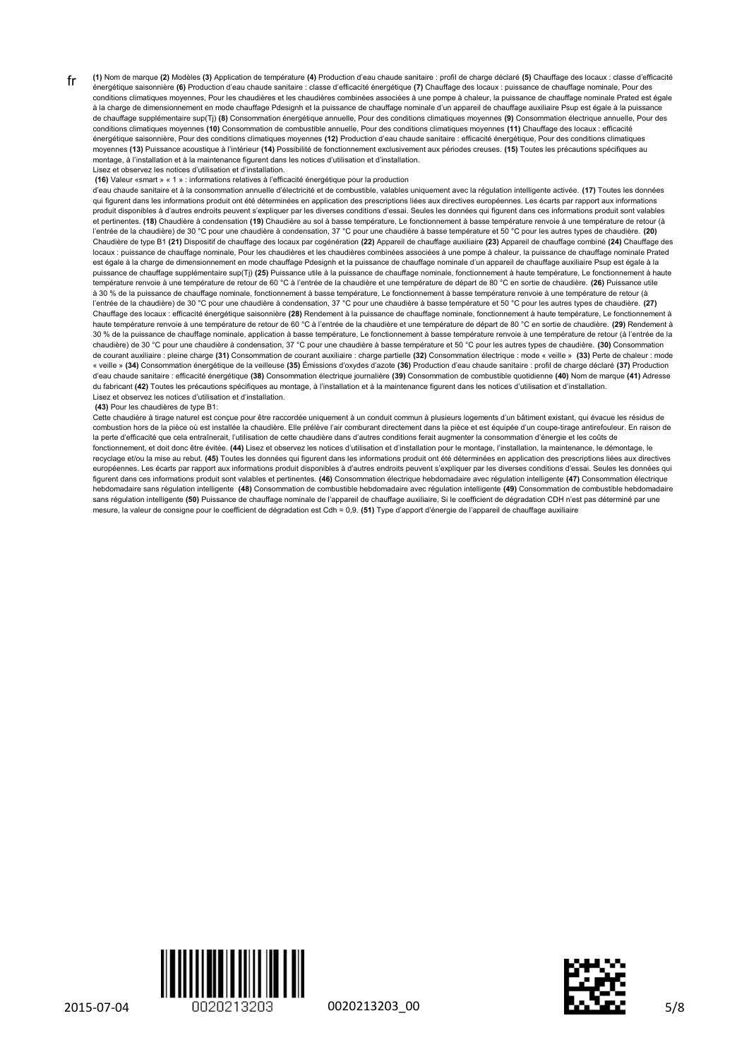fr

**(1)** Nom de marque **(2)** Modèles **(3)** Application de température **(4)** Production d'eau chaude sanitaire : profil de charge déclaré **(5)** Chauffage des locaux : classe d'efficacité énergétique saisonnière **(6)** Production d'eau chaude sanitaire : classe d'efficacité énergétique **(7)** Chauffage des locaux : puissance de chauffage nominale, Pour des conditions climatiques moyennes, Pour les chaudières et les chaudières combinées associées à une pompe à chaleur, la puissance de chauffage nominale Prated est égale à la charge de dimensionnement en mode chauffage Pdesignh et la puissance de chauffage nominale d'un appareil de chauffage auxiliaire Psup est égale à la puissance de chauffage supplémentaire sup(Tj) **(8)** Consommation énergétique annuelle, Pour des conditions climatiques moyennes **(9)** Consommation électrique annuelle, Pour des conditions climatiques moyennes **(10)** Consommation de combustible annuelle, Pour des conditions climatiques moyennes **(11)** Chauffage des locaux : efficacité énergétique saisonnière, Pour des conditions climatiques moyennes **(12)** Production d'eau chaude sanitaire : efficacité énergétique, Pour des conditions climatiques moyennes **(13)** Puissance acoustique à l'intérieur **(14)** Possibilité de fonctionnement exclusivement aux périodes creuses. **(15)** Toutes les précautions spécifiques au montage, à l'installation et à la maintenance figurent dans les notices d'utilisation et d'installation.
Lisez et observez les notices d'utilisation et d'installation.

**(16)** Valeur «smart » « 1 » : informations relatives à l'efficacité énergétique pour la production
d'eau chaude sanitaire et à la consommation annuelle d'électricité et de combustible, valables uniquement avec la régulation intelligente activée. **(17)** Toutes les données qui figurent dans les informations produit ont été déterminées en application des prescriptions liées aux directives européennes. Les écarts par rapport aux informations produit disponibles à d'autres endroits peuvent s'expliquer par les diverses conditions d'essai. Seules les données qui figurent dans ces informations produit sont valables et pertinentes. **(18)** Chaudière à condensation **(19)** Chaudière au sol à basse température, Le fonctionnement à basse température renvoie à une température de retour (à l'entrée de la chaudière) de 30 °C pour une chaudière à condensation, 37 °C pour une chaudière à basse température et 50 °C pour les autres types de chaudière. **(20)** Chaudière de type B1 **(21)** Dispositif de chauffage des locaux par cogénération **(22)** Appareil de chauffage auxiliaire **(23)** Appareil de chauffage combiné **(24)** Chauffage des locaux : puissance de chauffage nominale, Pour les chaudières et les chaudières combinées associées à une pompe à chaleur, la puissance de chauffage nominale Prated est égale à la charge de dimensionnement en mode chauffage Pdesignh et la puissance de chauffage nominale d'un appareil de chauffage auxiliaire Psup est égale à la puissance de chauffage supplémentaire sup(Tj) **(25)** Puissance utile à la puissance de chauffage nominale, fonctionnement à haute température, Le fonctionnement à haute température renvoie à une température de retour de 60 °C à l'entrée de la chaudière et une température de départ de 80 °C en sortie de chaudière. **(26)** Puissance utile à 30 % de la puissance de chauffage nominale, fonctionnement à basse température, Le fonctionnement à basse température renvoie à une température de retour (à l'entrée de la chaudière) de 30 °C pour une chaudière à condensation, 37 °C pour une chaudière à basse température et 50 °C pour les autres types de chaudière. **(27)** Chauffage des locaux : efficacité énergétique saisonnière **(28)** Rendement à la puissance de chauffage nominale, fonctionnement à haute température, Le fonctionnement à haute température renvoie à une température de retour de 60 °C à l'entrée de la chaudière et une température de départ de 80 °C en sortie de chaudière. **(29)** Rendement à 30 % de la puissance de chauffage nominale, application à basse température, Le fonctionnement à basse température renvoie à une température de retour (à l'entrée de la chaudière) de 30 °C pour une chaudière à condensation, 37 °C pour une chaudière à basse température et 50 °C pour les autres types de chaudière. **(30)** Consommation de courant auxiliaire : pleine charge **(31)** Consommation de courant auxiliaire : charge partielle **(32)** Consommation électrique : mode « veille » **(33)** Perte de chaleur : mode « veille » **(34)** Consommation énergétique de la veilleuse **(35)** Émissions d'oxydes d'azote **(36)** Production d'eau chaude sanitaire : profil de charge déclaré **(37)** Production d'eau chaude sanitaire : efficacité énergétique **(38)** Consommation électrique journalière **(39)** Consommation de combustible quotidienne **(40)** Nom de marque **(41)** Adresse du fabricant **(42)** Toutes les précautions spécifiques au montage, à l'installation et à la maintenance figurent dans les notices d'utilisation et d'installation.
Lisez et observez les notices d'utilisation et d'installation.

**(43)** Pour les chaudières de type B1:
Cette chaudière à tirage naturel est conçue pour être raccordée uniquement à un conduit commun à plusieurs logements d'un bâtiment existant, qui évacue les résidus de combustion hors de la pièce où est installée la chaudière. Elle prélève l'air comburant directement dans la pièce et est équipée d'un coupe-tirage antirefouleur. En raison de la perte d'efficacité que cela entraînerait, l'utilisation de cette chaudière dans d'autres conditions ferait augmenter la consommation d'énergie et les coûts de fonctionnement, et doit donc être évitée. **(44)** Lisez et observez les notices d'utilisation et d'installation pour le montage, l'installation, la maintenance, le démontage, le recyclage et/ou la mise au rebut. **(45)** Toutes les données qui figurent dans les informations produit ont été déterminées en application des prescriptions liées aux directives européennes. Les écarts par rapport aux informations produit disponibles à d'autres endroits peuvent s'expliquer par les diverses conditions d'essai. Seules les données qui figurent dans ces informations produit sont valables et pertinentes. **(46)** Consommation électrique hebdomadaire avec régulation intelligente **(47)** Consommation électrique hebdomadaire sans régulation intelligente **(48)** Consommation de combustible hebdomadaire avec régulation intelligente **(49)** Consommation de combustible hebdomadaire sans régulation intelligente **(50)** Puissance de chauffage nominale de l'appareil de chauffage auxiliaire, Si le coefficient de dégradation CDH n'est pas déterminé par une mesure, la valeur de consigne pour le coefficient de dégradation est Cdh = 0,9. **(51)** Type d'apport d'énergie de l'appareil de chauffage auxiliaire

2015-07-04 0020213203 0020213203_00